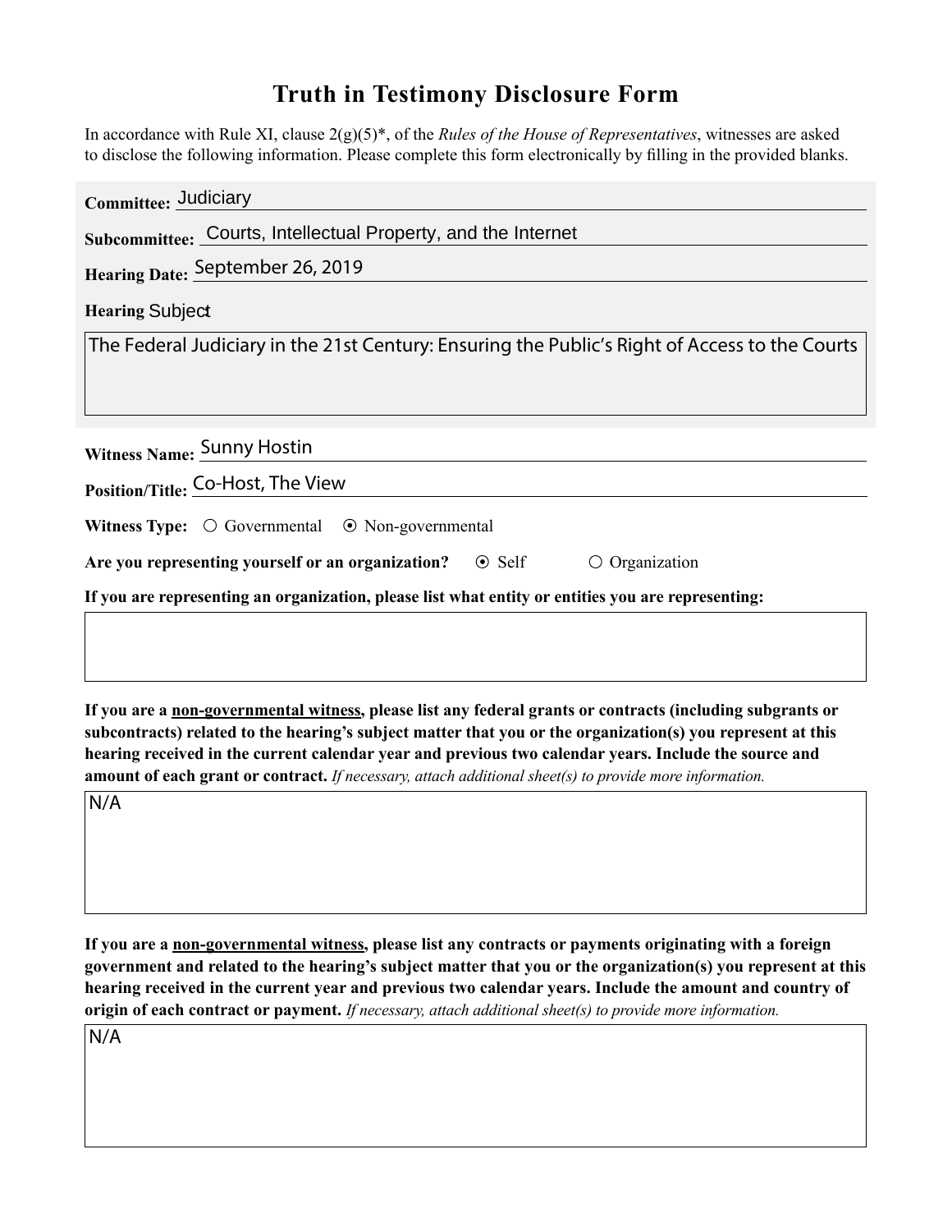# Truth in Testimony Disclosure Form

In accordance with Rule XI, clause 2(g)(5)*, of the *Rules of the House of Representatives*, witnesses are asked to disclose the following information. Please complete this form electronically by filling in the provided blanks.

**Committee:** Judiciary

**Subcommittee:** Courts, Intellectual Property, and the Internet

**Hearing Date:** September 26, 2019

**Hearing Subject:**

The Federal Judiciary in the 21st Century: Ensuring the Public's Right of Access to the Courts

**Witness Name:** Sunny Hostin

**Position/Title:** Co-Host, The View

**Witness Type:** ○ Governmental ⦿ Non-governmental

**Are you representing yourself or an organization?** ⦿ Self ○ Organization

**If you are representing an organization, please list what entity or entities you are representing:**

**If you are a non-governmental witness, please list any federal grants or contracts (including subgrants or subcontracts) related to the hearing's subject matter that you or the organization(s) you represent at this hearing received in the current calendar year and previous two calendar years. Include the source and amount of each grant or contract.** *If necessary, attach additional sheet(s) to provide more information.*

N/A

**If you are a non-governmental witness, please list any contracts or payments originating with a foreign government and related to the hearing's subject matter that you or the organization(s) you represent at this hearing received in the current year and previous two calendar years. Include the amount and country of origin of each contract or payment.** *If necessary, attach additional sheet(s) to provide more information.*

N/A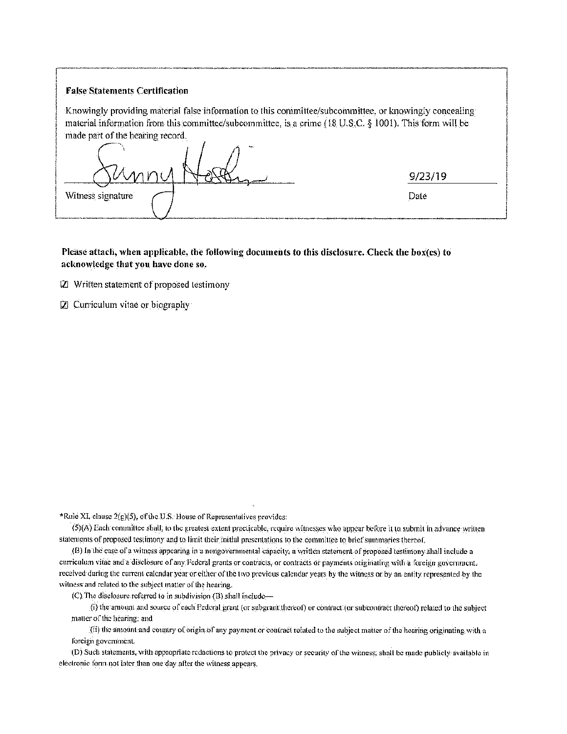**False Statements Certification**

Knowingly providing material false information to this committee/subcommittee, or knowingly concealing material information from this committee/subcommittee, is a crime (18 U.S.C. § 1001). This form will be made part of the hearing record.

Sunny Hostin

Witness signature

9/23/19

Date

**Please attach, when applicable, the following documents to this disclosure. Check the box(es) to acknowledge that you have done so.**

☑ Written statement of proposed testimony

☑ Curriculum vitae or biography

*Rule XI, clause 2(g)(5), of the U.S. House of Representatives provides:

(5)(A) Each committee shall, to the greatest extent practicable, require witnesses who appear before it to submit in advance written statements of proposed testimony and to limit their initial presentations to the committee to brief summaries thereof.

(B) In the case of a witness appearing in a nongovernmental capacity, a written statement of proposed testimony shall include a curriculum vitae and a disclosure of any Federal grants or contracts, or contracts or payments originating with a foreign government, received during the current calendar year or either of the two previous calendar years by the witness or by an entity represented by the witness and related to the subject matter of the hearing.

(C) The disclosure referred to in subdivision (B) shall include—

(i) the amount and source of each Federal grant (or subgrant thereof) or contract (or subcontract thereof) related to the subject matter of the hearing; and

(ii) the amount and country of origin of any payment or contract related to the subject matter of the hearing originating with a foreign government.

(D) Such statements, with appropriate redactions to protect the privacy or security of the witness, shall be made publicly available in electronic form not later than one day after the witness appears.